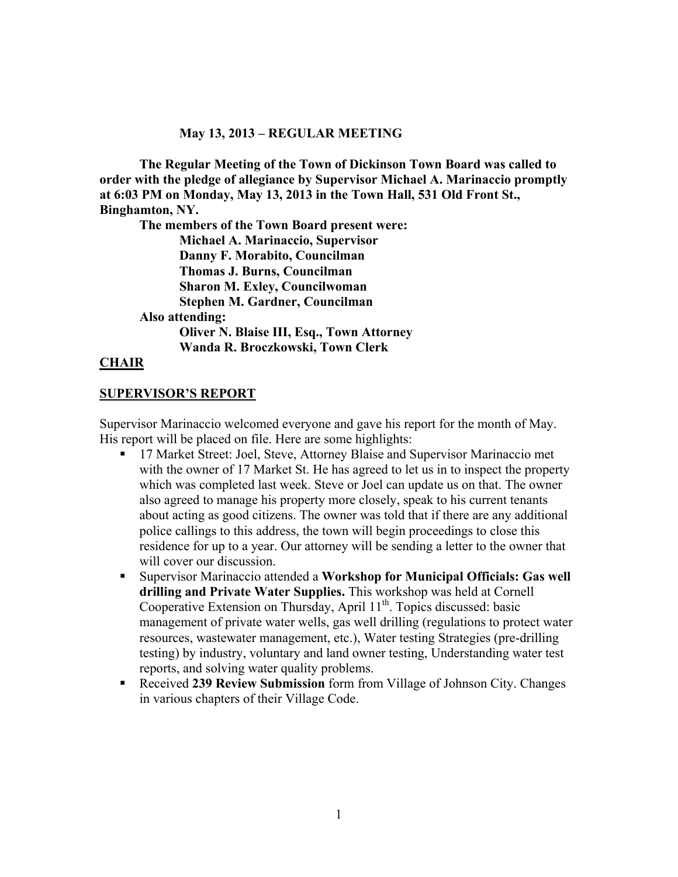**May 13, 2013 – REGULAR MEETING**

**The Regular Meeting of the Town of Dickinson Town Board was called to order with the pledge of allegiance by Supervisor Michael A. Marinaccio promptly at 6:03 PM on Monday, May 13, 2013 in the Town Hall, 531 Old Front St., Binghamton, NY.**

**The members of the Town Board present were:**

**Michael A. Marinaccio, Supervisor**
**Danny F. Morabito, Councilman**
**Thomas J. Burns, Councilman**
**Sharon M. Exley, Councilwoman**
**Stephen M. Gardner, Councilman**

**Also attending:**

**Oliver N. Blaise III, Esq., Town Attorney**
**Wanda R. Broczkowski, Town Clerk**

## CHAIR

## SUPERVISOR'S REPORT

Supervisor Marinaccio welcomed everyone and gave his report for the month of May. His report will be placed on file. Here are some highlights:

- 17 Market Street: Joel, Steve, Attorney Blaise and Supervisor Marinaccio met with the owner of 17 Market St. He has agreed to let us in to inspect the property which was completed last week. Steve or Joel can update us on that. The owner also agreed to manage his property more closely, speak to his current tenants about acting as good citizens. The owner was told that if there are any additional police callings to this address, the town will begin proceedings to close this residence for up to a year. Our attorney will be sending a letter to the owner that will cover our discussion.
- Supervisor Marinaccio attended a **Workshop for Municipal Officials: Gas well drilling and Private Water Supplies.** This workshop was held at Cornell Cooperative Extension on Thursday, April 11th. Topics discussed: basic management of private water wells, gas well drilling (regulations to protect water resources, wastewater management, etc.), Water testing Strategies (pre-drilling testing) by industry, voluntary and land owner testing, Understanding water test reports, and solving water quality problems.
- Received **239 Review Submission** form from Village of Johnson City. Changes in various chapters of their Village Code.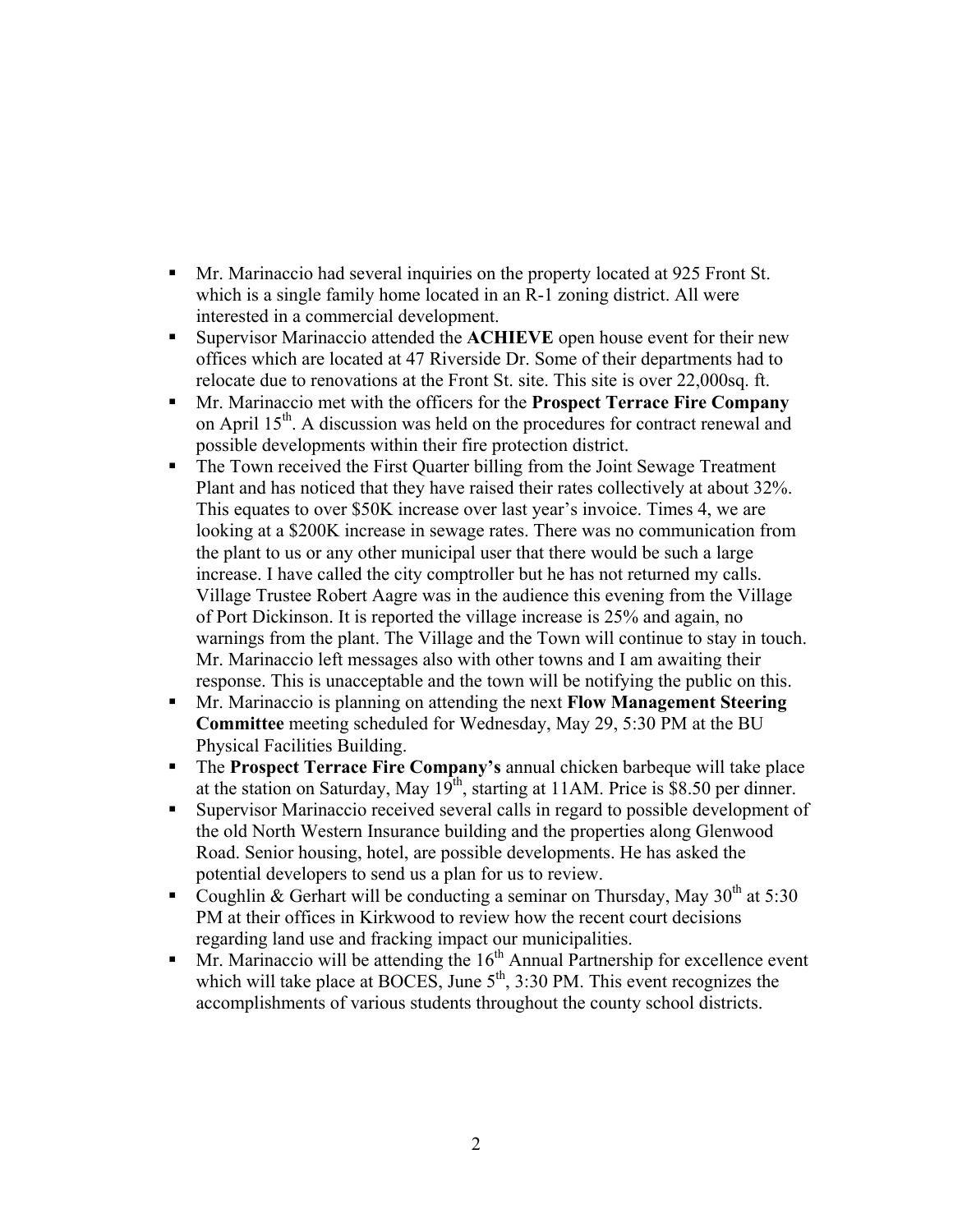- Mr. Marinaccio had several inquiries on the property located at 925 Front St. which is a single family home located in an R-1 zoning district. All were interested in a commercial development.
- Supervisor Marinaccio attended the **ACHIEVE** open house event for their new offices which are located at 47 Riverside Dr. Some of their departments had to relocate due to renovations at the Front St. site. This site is over 22,000sq. ft.
- Mr. Marinaccio met with the officers for the **Prospect Terrace Fire Company** on April 15th. A discussion was held on the procedures for contract renewal and possible developments within their fire protection district.
- The Town received the First Quarter billing from the Joint Sewage Treatment Plant and has noticed that they have raised their rates collectively at about 32%. This equates to over $50K increase over last year's invoice. Times 4, we are looking at a $200K increase in sewage rates. There was no communication from the plant to us or any other municipal user that there would be such a large increase. I have called the city comptroller but he has not returned my calls. Village Trustee Robert Aagre was in the audience this evening from the Village of Port Dickinson. It is reported the village increase is 25% and again, no warnings from the plant. The Village and the Town will continue to stay in touch. Mr. Marinaccio left messages also with other towns and I am awaiting their response. This is unacceptable and the town will be notifying the public on this.
- Mr. Marinaccio is planning on attending the next **Flow Management Steering Committee** meeting scheduled for Wednesday, May 29, 5:30 PM at the BU Physical Facilities Building.
- The **Prospect Terrace Fire Company's** annual chicken barbeque will take place at the station on Saturday, May 19th, starting at 11AM. Price is $8.50 per dinner.
- Supervisor Marinaccio received several calls in regard to possible development of the old North Western Insurance building and the properties along Glenwood Road. Senior housing, hotel, are possible developments. He has asked the potential developers to send us a plan for us to review.
- Coughlin & Gerhart will be conducting a seminar on Thursday, May 30th at 5:30 PM at their offices in Kirkwood to review how the recent court decisions regarding land use and fracking impact our municipalities.
- Mr. Marinaccio will be attending the 16th Annual Partnership for excellence event which will take place at BOCES, June 5th, 3:30 PM. This event recognizes the accomplishments of various students throughout the county school districts.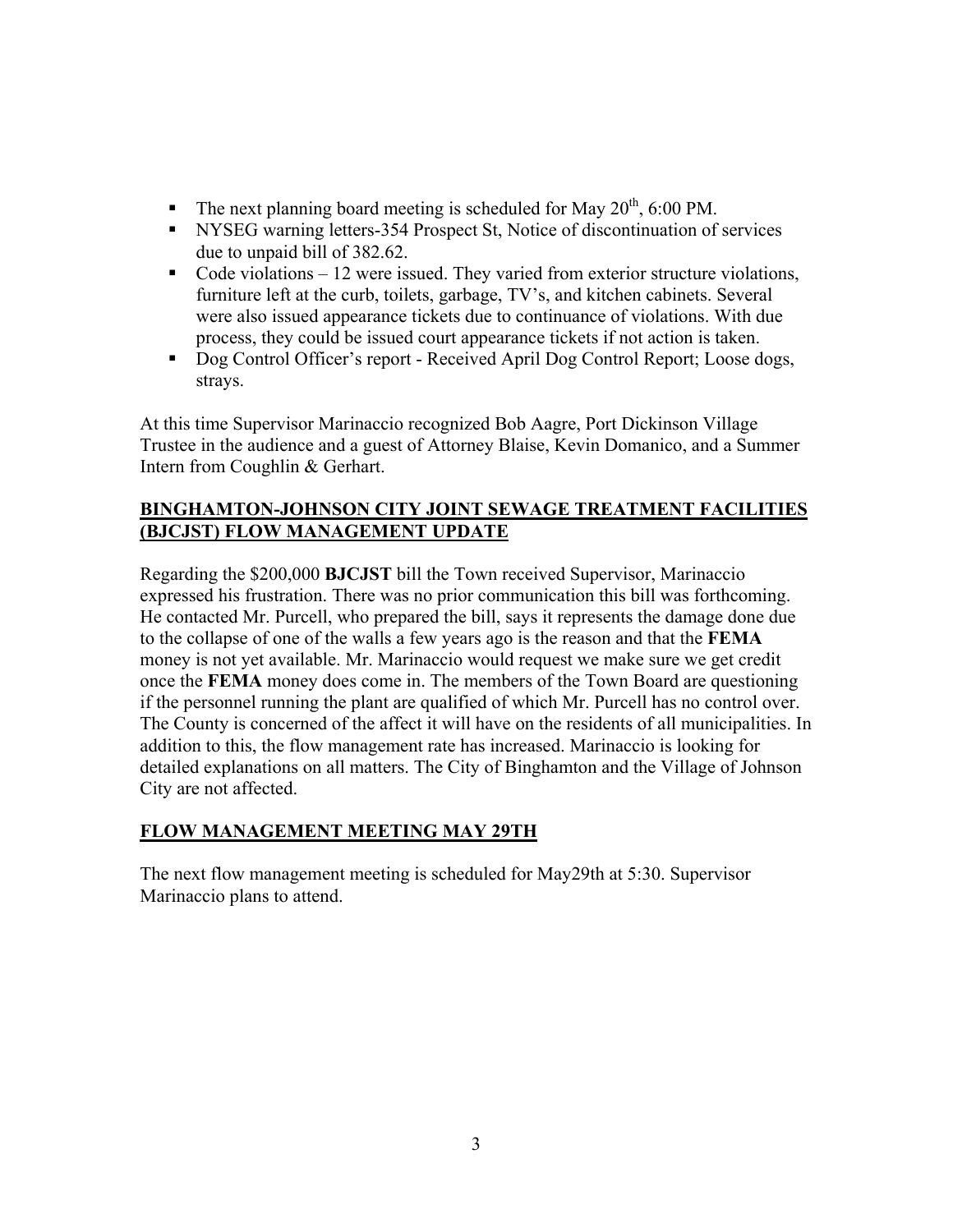- The next planning board meeting is scheduled for May 20th, 6:00 PM.
- NYSEG warning letters-354 Prospect St, Notice of discontinuation of services due to unpaid bill of 382.62.
- Code violations – 12 were issued. They varied from exterior structure violations, furniture left at the curb, toilets, garbage, TV's, and kitchen cabinets. Several were also issued appearance tickets due to continuance of violations. With due process, they could be issued court appearance tickets if not action is taken.
- Dog Control Officer's report - Received April Dog Control Report; Loose dogs, strays.

At this time Supervisor Marinaccio recognized Bob Aagre, Port Dickinson Village Trustee in the audience and a guest of Attorney Blaise, Kevin Domanico, and a Summer Intern from Coughlin & Gerhart.

## BINGHAMTON-JOHNSON CITY JOINT SEWAGE TREATMENT FACILITIES (BJCJST) FLOW MANAGEMENT UPDATE

Regarding the $200,000 **BJCJST** bill the Town received Supervisor, Marinaccio expressed his frustration. There was no prior communication this bill was forthcoming. He contacted Mr. Purcell, who prepared the bill, says it represents the damage done due to the collapse of one of the walls a few years ago is the reason and that the **FEMA** money is not yet available. Mr. Marinaccio would request we make sure we get credit once the **FEMA** money does come in. The members of the Town Board are questioning if the personnel running the plant are qualified of which Mr. Purcell has no control over. The County is concerned of the affect it will have on the residents of all municipalities. In addition to this, the flow management rate has increased. Marinaccio is looking for detailed explanations on all matters. The City of Binghamton and the Village of Johnson City are not affected.

## FLOW MANAGEMENT MEETING MAY 29TH

The next flow management meeting is scheduled for May29th at 5:30. Supervisor Marinaccio plans to attend.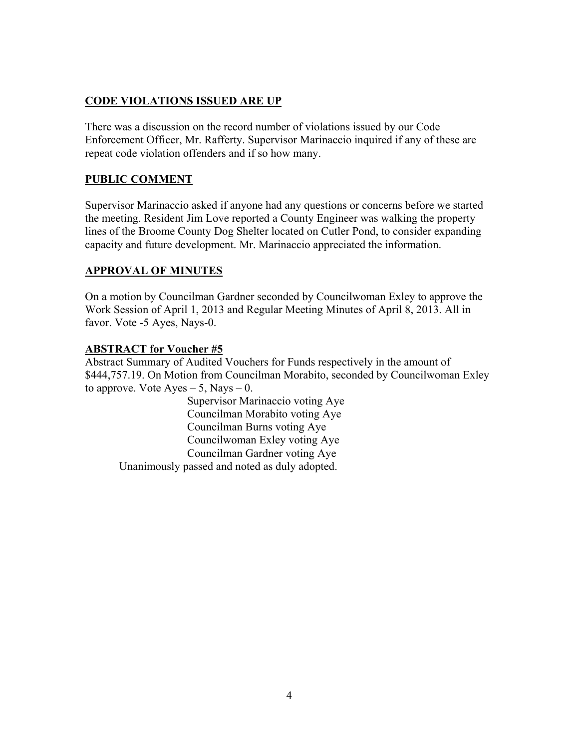**CODE VIOLATIONS ISSUED ARE UP**

There was a discussion on the record number of violations issued by our Code Enforcement Officer, Mr. Rafferty. Supervisor Marinaccio inquired if any of these are repeat code violation offenders and if so how many.

**PUBLIC COMMENT**

Supervisor Marinaccio asked if anyone had any questions or concerns before we started the meeting. Resident Jim Love reported a County Engineer was walking the property lines of the Broome County Dog Shelter located on Cutler Pond, to consider expanding capacity and future development. Mr. Marinaccio appreciated the information.

**APPROVAL OF MINUTES**

On a motion by Councilman Gardner seconded by Councilwoman Exley to approve the Work Session of April 1, 2013 and Regular Meeting Minutes of April 8, 2013. All in favor. Vote -5 Ayes, Nays-0.

**ABSTRACT for Voucher #5**

Abstract Summary of Audited Vouchers for Funds respectively in the amount of $444,757.19. On Motion from Councilman Morabito, seconded by Councilwoman Exley to approve. Vote Ayes – 5, Nays – 0.

Supervisor Marinaccio voting Aye
Councilman Morabito voting Aye
Councilman Burns voting Aye
Councilwoman Exley voting Aye
Councilman Gardner voting Aye

Unanimously passed and noted as duly adopted.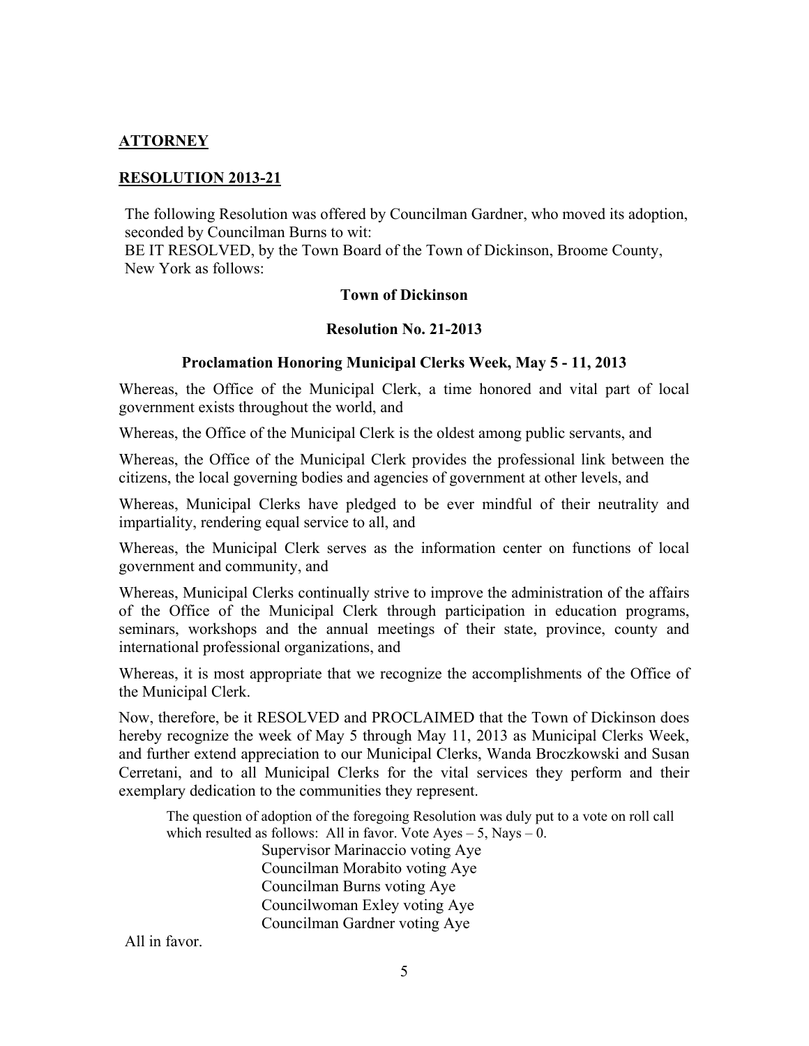## ATTORNEY

### RESOLUTION 2013-21

The following Resolution was offered by Councilman Gardner, who moved its adoption, seconded by Councilman Burns to wit:
BE IT RESOLVED, by the Town Board of the Town of Dickinson, Broome County, New York as follows:

**Town of Dickinson**

**Resolution No. 21-2013**

**Proclamation Honoring Municipal Clerks Week, May 5 - 11, 2013**

Whereas, the Office of the Municipal Clerk, a time honored and vital part of local government exists throughout the world, and

Whereas, the Office of the Municipal Clerk is the oldest among public servants, and

Whereas, the Office of the Municipal Clerk provides the professional link between the citizens, the local governing bodies and agencies of government at other levels, and

Whereas, Municipal Clerks have pledged to be ever mindful of their neutrality and impartiality, rendering equal service to all, and

Whereas, the Municipal Clerk serves as the information center on functions of local government and community, and

Whereas, Municipal Clerks continually strive to improve the administration of the affairs of the Office of the Municipal Clerk through participation in education programs, seminars, workshops and the annual meetings of their state, province, county and international professional organizations, and

Whereas, it is most appropriate that we recognize the accomplishments of the Office of the Municipal Clerk.

Now, therefore, be it RESOLVED and PROCLAIMED that the Town of Dickinson does hereby recognize the week of May 5 through May 11, 2013 as Municipal Clerks Week, and further extend appreciation to our Municipal Clerks, Wanda Broczkowski and Susan Cerretani, and to all Municipal Clerks for the vital services they perform and their exemplary dedication to the communities they represent.

The question of adoption of the foregoing Resolution was duly put to a vote on roll call which resulted as follows: All in favor. Vote Ayes – 5, Nays – 0.

Supervisor Marinaccio voting Aye
Councilman Morabito voting Aye
Councilman Burns voting Aye
Councilwoman Exley voting Aye
Councilman Gardner voting Aye

All in favor.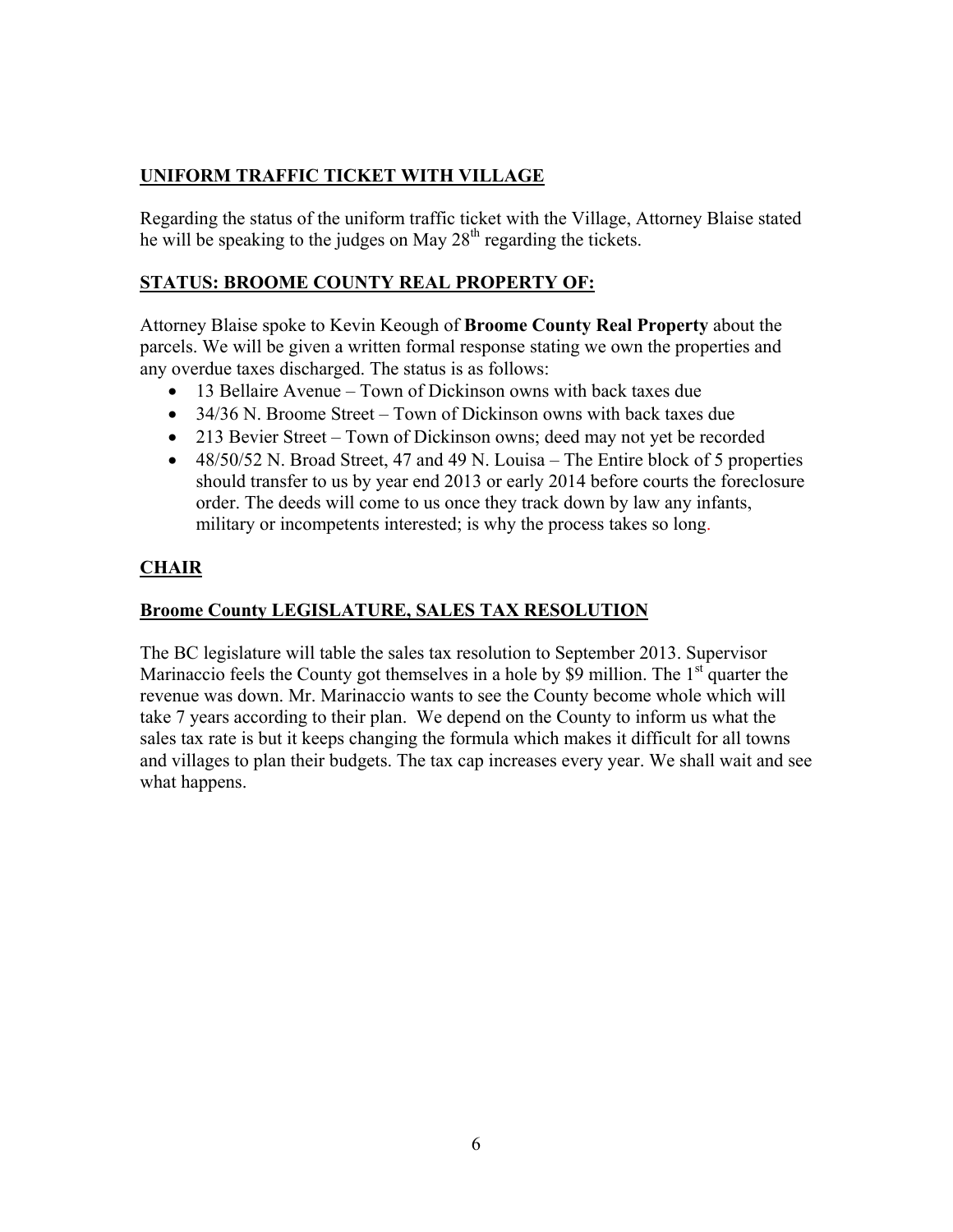## UNIFORM TRAFFIC TICKET WITH VILLAGE

Regarding the status of the uniform traffic ticket with the Village, Attorney Blaise stated he will be speaking to the judges on May 28th regarding the tickets.

## STATUS: BROOME COUNTY REAL PROPERTY OF:

Attorney Blaise spoke to Kevin Keough of **Broome County Real Property** about the parcels. We will be given a written formal response stating we own the properties and any overdue taxes discharged. The status is as follows:

- 13 Bellaire Avenue – Town of Dickinson owns with back taxes due
- 34/36 N. Broome Street – Town of Dickinson owns with back taxes due
- 213 Bevier Street – Town of Dickinson owns; deed may not yet be recorded
- 48/50/52 N. Broad Street, 47 and 49 N. Louisa – The Entire block of 5 properties should transfer to us by year end 2013 or early 2014 before courts the foreclosure order. The deeds will come to us once they track down by law any infants, military or incompetents interested; is why the process takes so long.

## CHAIR

## Broome County LEGISLATURE, SALES TAX RESOLUTION

The BC legislature will table the sales tax resolution to September 2013. Supervisor Marinaccio feels the County got themselves in a hole by $9 million. The 1st quarter the revenue was down. Mr. Marinaccio wants to see the County become whole which will take 7 years according to their plan. We depend on the County to inform us what the sales tax rate is but it keeps changing the formula which makes it difficult for all towns and villages to plan their budgets. The tax cap increases every year. We shall wait and see what happens.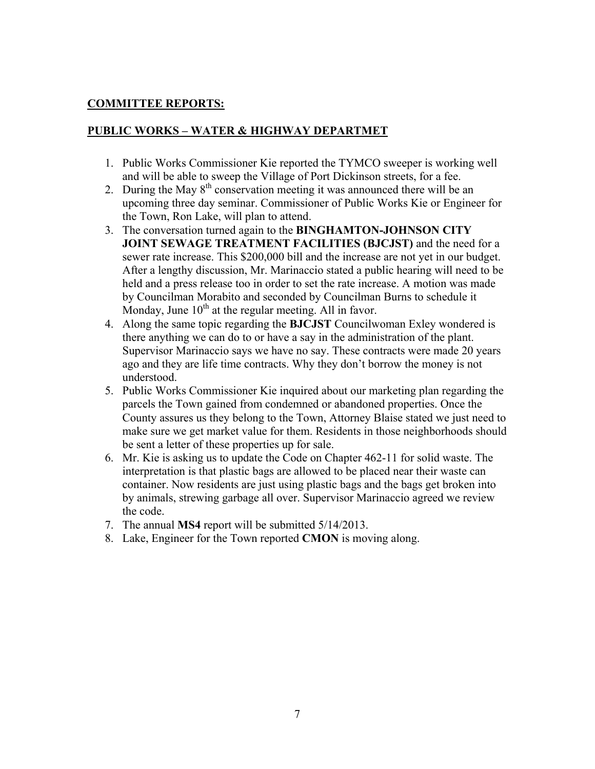**COMMITTEE REPORTS:**

**PUBLIC WORKS – WATER & HIGHWAY DEPARTMET**

1. Public Works Commissioner Kie reported the TYMCO sweeper is working well and will be able to sweep the Village of Port Dickinson streets, for a fee.
2. During the May 8th conservation meeting it was announced there will be an upcoming three day seminar. Commissioner of Public Works Kie or Engineer for the Town, Ron Lake, will plan to attend.
3. The conversation turned again to the **BINGHAMTON-JOHNSON CITY JOINT SEWAGE TREATMENT FACILITIES (BJCJST)** and the need for a sewer rate increase. This $200,000 bill and the increase are not yet in our budget. After a lengthy discussion, Mr. Marinaccio stated a public hearing will need to be held and a press release too in order to set the rate increase. A motion was made by Councilman Morabito and seconded by Councilman Burns to schedule it Monday, June 10th at the regular meeting. All in favor.
4. Along the same topic regarding the **BJCJST** Councilwoman Exley wondered is there anything we can do to or have a say in the administration of the plant. Supervisor Marinaccio says we have no say. These contracts were made 20 years ago and they are life time contracts. Why they don't borrow the money is not understood.
5. Public Works Commissioner Kie inquired about our marketing plan regarding the parcels the Town gained from condemned or abandoned properties. Once the County assures us they belong to the Town, Attorney Blaise stated we just need to make sure we get market value for them. Residents in those neighborhoods should be sent a letter of these properties up for sale.
6. Mr. Kie is asking us to update the Code on Chapter 462-11 for solid waste. The interpretation is that plastic bags are allowed to be placed near their waste can container. Now residents are just using plastic bags and the bags get broken into by animals, strewing garbage all over. Supervisor Marinaccio agreed we review the code.
7. The annual **MS4** report will be submitted 5/14/2013.
8. Lake, Engineer for the Town reported **CMON** is moving along.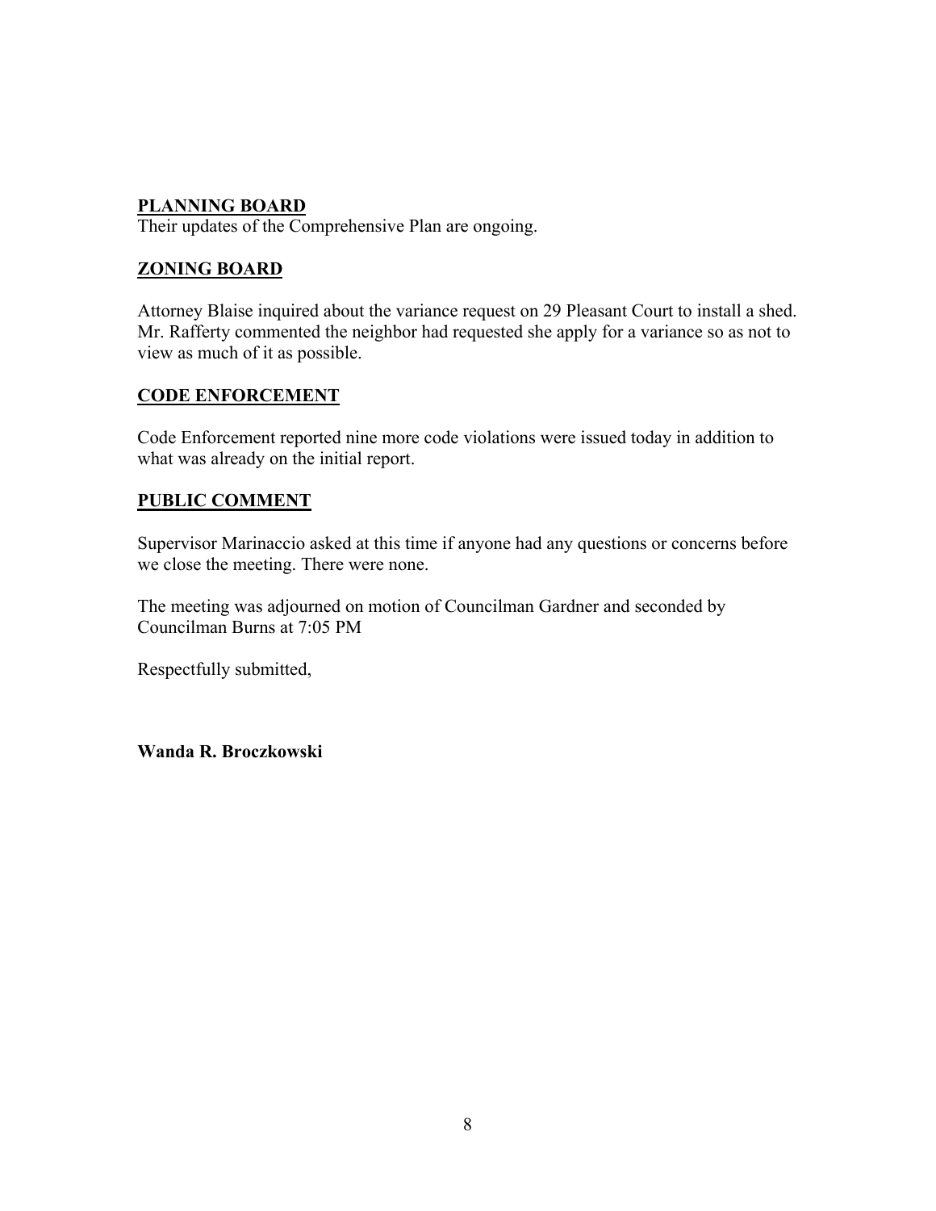## PLANNING BOARD

Their updates of the Comprehensive Plan are ongoing.

## ZONING BOARD

Attorney Blaise inquired about the variance request on 29 Pleasant Court to install a shed. Mr. Rafferty commented the neighbor had requested she apply for a variance so as not to view as much of it as possible.

## CODE ENFORCEMENT

Code Enforcement reported nine more code violations were issued today in addition to what was already on the initial report.

## PUBLIC COMMENT

Supervisor Marinaccio asked at this time if anyone had any questions or concerns before we close the meeting. There were none.

The meeting was adjourned on motion of Councilman Gardner and seconded by Councilman Burns at 7:05 PM

Respectfully submitted,

**Wanda R. Broczkowski**